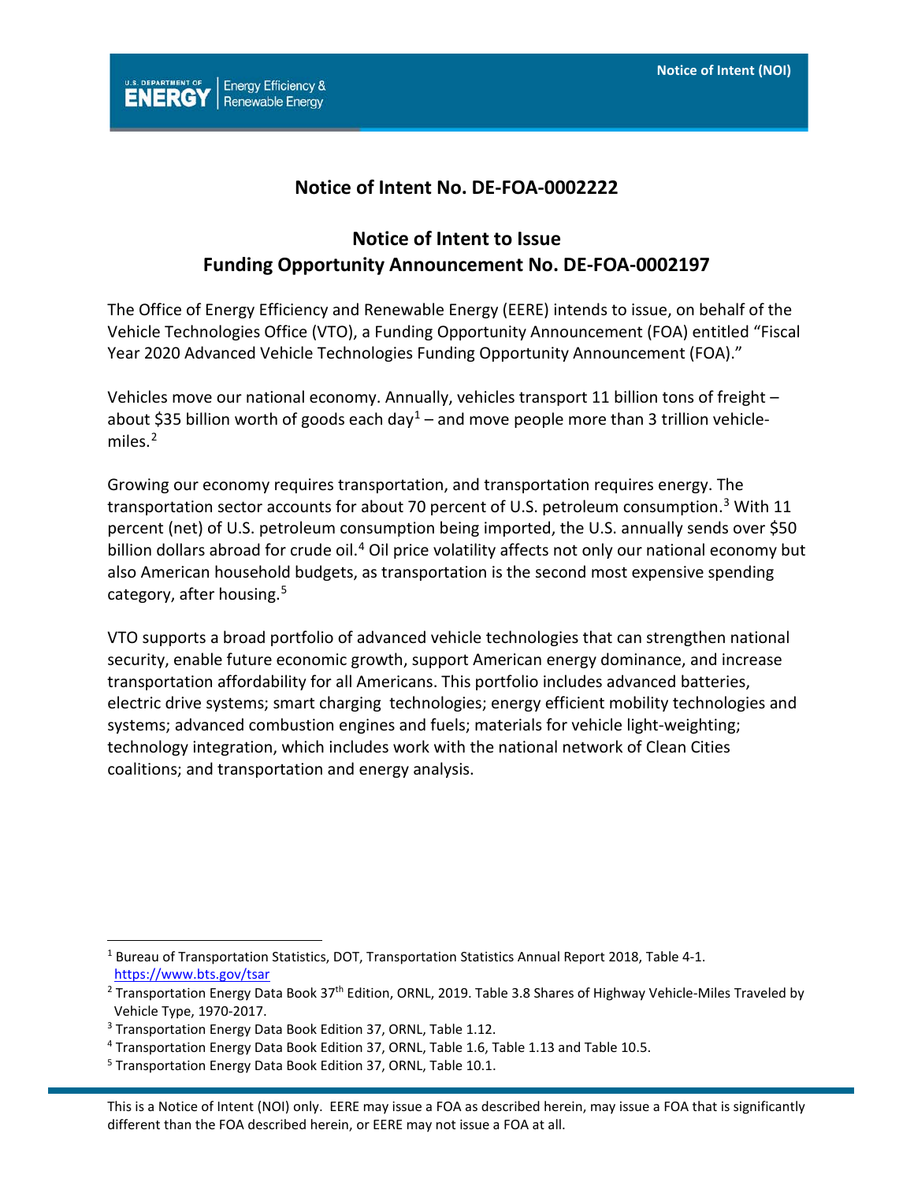## Notice of Intent No. DE-FOA-0002222

## Notice of Intent to Issue Funding Opportunity Announcement No. DE-FOA-0002197

The Office of Energy Efficiency and Renewable Energy (EERE) intends to issue, on behalf of the Vehicle Technologies Office (VTO), a Funding Opportunity Announcement (FOA) entitled "Fiscal Year 2020 Advanced Vehicle Technologies Funding Opportunity Announcement (FOA)."

Vehicles move our national economy. Annually, vehicles transport 11 billion tons of freight – about $35 billion worth of goods each day[1] – and move people more than 3 trillion vehicle-miles.[2]

Growing our economy requires transportation, and transportation requires energy. The transportation sector accounts for about 70 percent of U.S. petroleum consumption.[3] With 11 percent (net) of U.S. petroleum consumption being imported, the U.S. annually sends over $50 billion dollars abroad for crude oil.[4] Oil price volatility affects not only our national economy but also American household budgets, as transportation is the second most expensive spending category, after housing.[5]

VTO supports a broad portfolio of advanced vehicle technologies that can strengthen national security, enable future economic growth, support American energy dominance, and increase transportation affordability for all Americans. This portfolio includes advanced batteries, electric drive systems; smart charging technologies; energy efficient mobility technologies and systems; advanced combustion engines and fuels; materials for vehicle light-weighting; technology integration, which includes work with the national network of Clean Cities coalitions; and transportation and energy analysis.

---

[1] Bureau of Transportation Statistics, DOT, Transportation Statistics Annual Report 2018, Table 4-1. https://www.bts.gov/tsar

[2] Transportation Energy Data Book 37th Edition, ORNL, 2019. Table 3.8 Shares of Highway Vehicle-Miles Traveled by Vehicle Type, 1970-2017.

[3] Transportation Energy Data Book Edition 37, ORNL, Table 1.12.

[4] Transportation Energy Data Book Edition 37, ORNL, Table 1.6, Table 1.13 and Table 10.5.

[5] Transportation Energy Data Book Edition 37, ORNL, Table 10.1.

This is a Notice of Intent (NOI) only. EERE may issue a FOA as described herein, may issue a FOA that is significantly different than the FOA described herein, or EERE may not issue a FOA at all.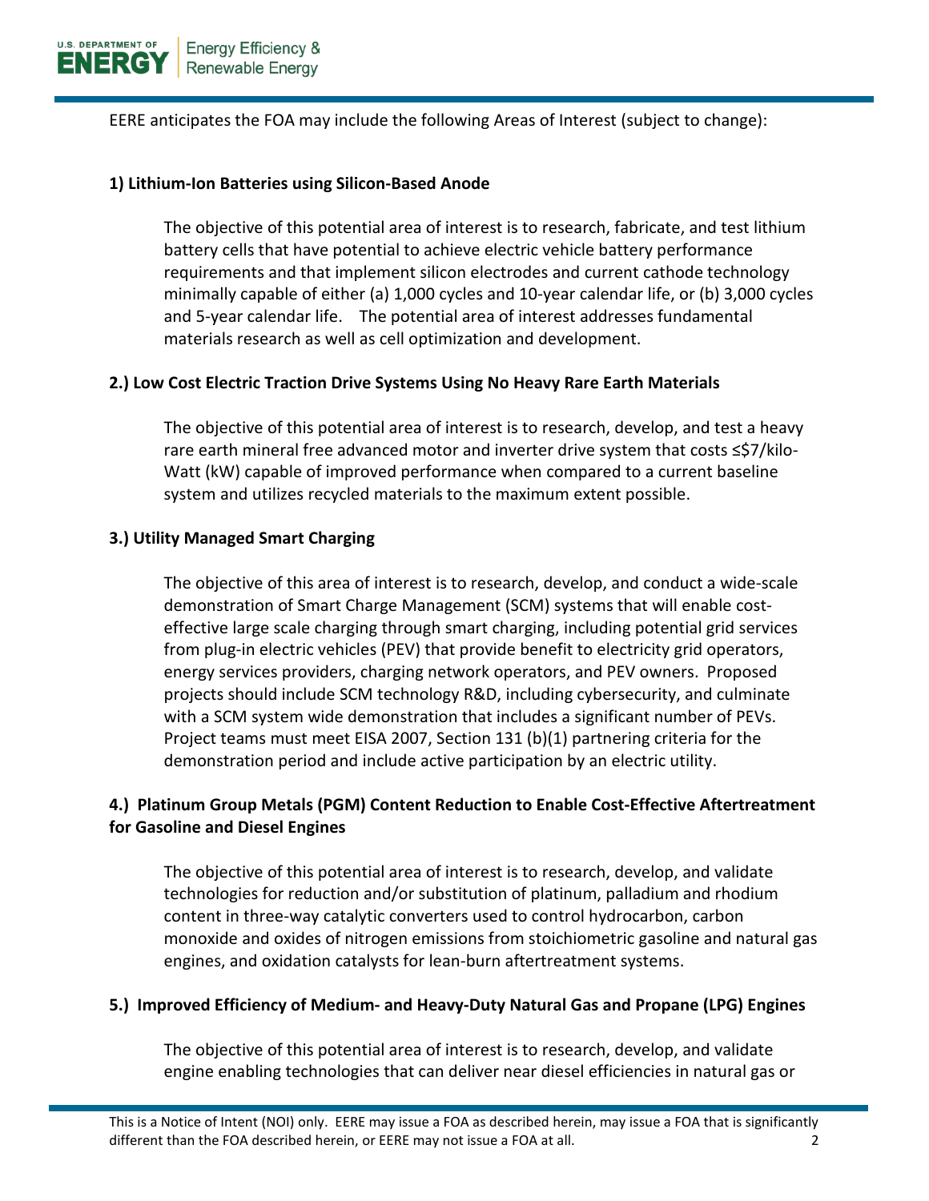EERE anticipates the FOA may include the following Areas of Interest (subject to change):

**1) Lithium-Ion Batteries using Silicon-Based Anode**

The objective of this potential area of interest is to research, fabricate, and test lithium battery cells that have potential to achieve electric vehicle battery performance requirements and that implement silicon electrodes and current cathode technology minimally capable of either (a) 1,000 cycles and 10-year calendar life, or (b) 3,000 cycles and 5-year calendar life. The potential area of interest addresses fundamental materials research as well as cell optimization and development.

**2.) Low Cost Electric Traction Drive Systems Using No Heavy Rare Earth Materials**

The objective of this potential area of interest is to research, develop, and test a heavy rare earth mineral free advanced motor and inverter drive system that costs ≤$7/kilo-Watt (kW) capable of improved performance when compared to a current baseline system and utilizes recycled materials to the maximum extent possible.

**3.) Utility Managed Smart Charging**

The objective of this area of interest is to research, develop, and conduct a wide-scale demonstration of Smart Charge Management (SCM) systems that will enable cost-effective large scale charging through smart charging, including potential grid services from plug-in electric vehicles (PEV) that provide benefit to electricity grid operators, energy services providers, charging network operators, and PEV owners. Proposed projects should include SCM technology R&D, including cybersecurity, and culminate with a SCM system wide demonstration that includes a significant number of PEVs. Project teams must meet EISA 2007, Section 131 (b)(1) partnering criteria for the demonstration period and include active participation by an electric utility.

**4.) Platinum Group Metals (PGM) Content Reduction to Enable Cost-Effective Aftertreatment for Gasoline and Diesel Engines**

The objective of this potential area of interest is to research, develop, and validate technologies for reduction and/or substitution of platinum, palladium and rhodium content in three-way catalytic converters used to control hydrocarbon, carbon monoxide and oxides of nitrogen emissions from stoichiometric gasoline and natural gas engines, and oxidation catalysts for lean-burn aftertreatment systems.

**5.) Improved Efficiency of Medium- and Heavy-Duty Natural Gas and Propane (LPG) Engines**

The objective of this potential area of interest is to research, develop, and validate engine enabling technologies that can deliver near diesel efficiencies in natural gas or

This is a Notice of Intent (NOI) only. EERE may issue a FOA as described herein, may issue a FOA that is significantly different than the FOA described herein, or EERE may not issue a FOA at all.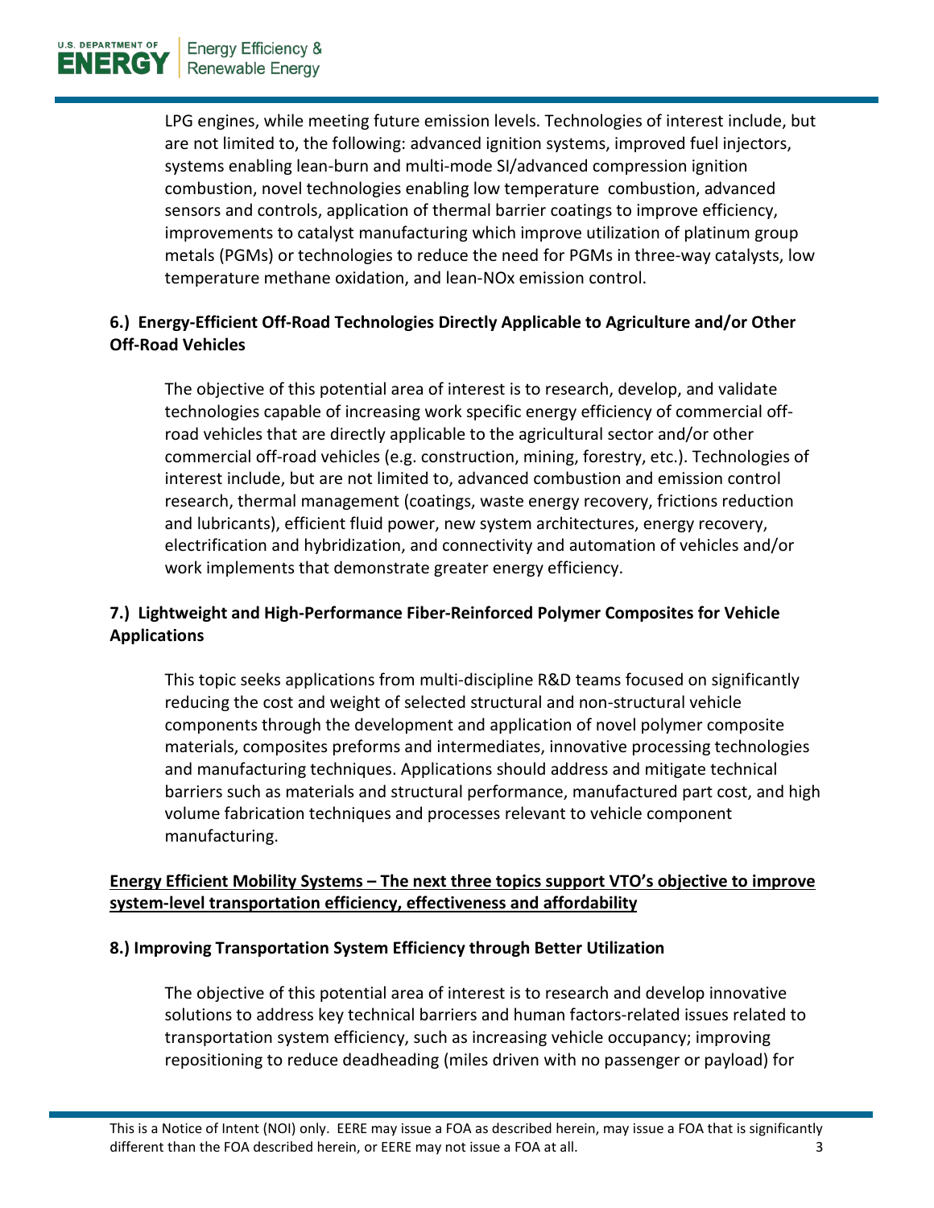LPG engines, while meeting future emission levels. Technologies of interest include, but are not limited to, the following: advanced ignition systems, improved fuel injectors, systems enabling lean-burn and multi-mode SI/advanced compression ignition combustion, novel technologies enabling low temperature combustion, advanced sensors and controls, application of thermal barrier coatings to improve efficiency, improvements to catalyst manufacturing which improve utilization of platinum group metals (PGMs) or technologies to reduce the need for PGMs in three-way catalysts, low temperature methane oxidation, and lean-NOx emission control.

**6.) Energy-Efficient Off-Road Technologies Directly Applicable to Agriculture and/or Other Off-Road Vehicles**

The objective of this potential area of interest is to research, develop, and validate technologies capable of increasing work specific energy efficiency of commercial off-road vehicles that are directly applicable to the agricultural sector and/or other commercial off-road vehicles (e.g. construction, mining, forestry, etc.). Technologies of interest include, but are not limited to, advanced combustion and emission control research, thermal management (coatings, waste energy recovery, frictions reduction and lubricants), efficient fluid power, new system architectures, energy recovery, electrification and hybridization, and connectivity and automation of vehicles and/or work implements that demonstrate greater energy efficiency.

**7.) Lightweight and High-Performance Fiber-Reinforced Polymer Composites for Vehicle Applications**

This topic seeks applications from multi-discipline R&D teams focused on significantly reducing the cost and weight of selected structural and non-structural vehicle components through the development and application of novel polymer composite materials, composites preforms and intermediates, innovative processing technologies and manufacturing techniques. Applications should address and mitigate technical barriers such as materials and structural performance, manufactured part cost, and high volume fabrication techniques and processes relevant to vehicle component manufacturing.

**Energy Efficient Mobility Systems – The next three topics support VTO's objective to improve system-level transportation efficiency, effectiveness and affordability**

**8.) Improving Transportation System Efficiency through Better Utilization**

The objective of this potential area of interest is to research and develop innovative solutions to address key technical barriers and human factors-related issues related to transportation system efficiency, such as increasing vehicle occupancy; improving repositioning to reduce deadheading (miles driven with no passenger or payload) for

This is a Notice of Intent (NOI) only. EERE may issue a FOA as described herein, may issue a FOA that is significantly different than the FOA described herein, or EERE may not issue a FOA at all.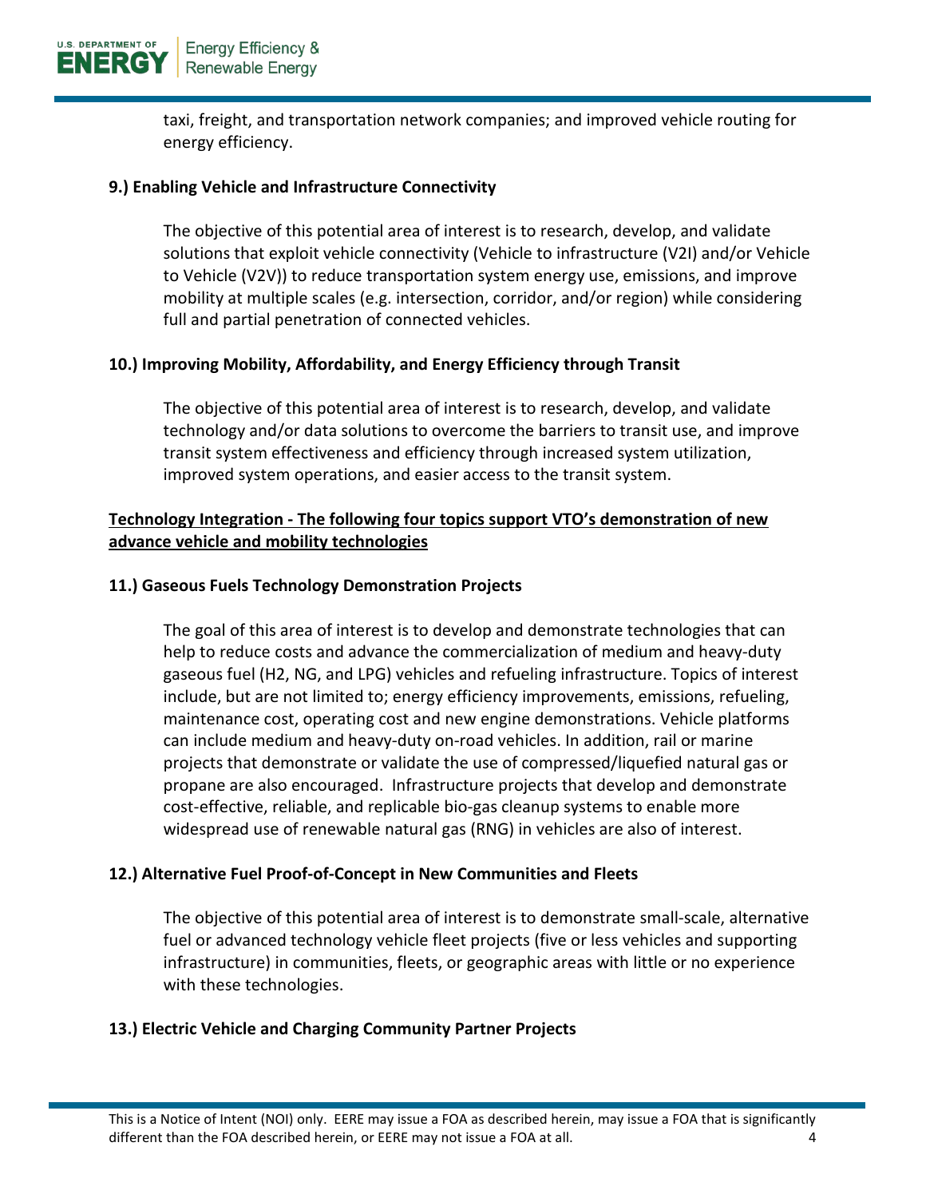taxi, freight, and transportation network companies; and improved vehicle routing for energy efficiency.

**9.) Enabling Vehicle and Infrastructure Connectivity**

The objective of this potential area of interest is to research, develop, and validate solutions that exploit vehicle connectivity (Vehicle to infrastructure (V2I) and/or Vehicle to Vehicle (V2V)) to reduce transportation system energy use, emissions, and improve mobility at multiple scales (e.g. intersection, corridor, and/or region) while considering full and partial penetration of connected vehicles.

**10.) Improving Mobility, Affordability, and Energy Efficiency through Transit**

The objective of this potential area of interest is to research, develop, and validate technology and/or data solutions to overcome the barriers to transit use, and improve transit system effectiveness and efficiency through increased system utilization, improved system operations, and easier access to the transit system.

**Technology Integration - The following four topics support VTO's demonstration of new advance vehicle and mobility technologies**

**11.) Gaseous Fuels Technology Demonstration Projects**

The goal of this area of interest is to develop and demonstrate technologies that can help to reduce costs and advance the commercialization of medium and heavy-duty gaseous fuel (H2, NG, and LPG) vehicles and refueling infrastructure. Topics of interest include, but are not limited to; energy efficiency improvements, emissions, refueling, maintenance cost, operating cost and new engine demonstrations. Vehicle platforms can include medium and heavy-duty on-road vehicles. In addition, rail or marine projects that demonstrate or validate the use of compressed/liquefied natural gas or propane are also encouraged. Infrastructure projects that develop and demonstrate cost-effective, reliable, and replicable bio-gas cleanup systems to enable more widespread use of renewable natural gas (RNG) in vehicles are also of interest.

**12.) Alternative Fuel Proof-of-Concept in New Communities and Fleets**

The objective of this potential area of interest is to demonstrate small-scale, alternative fuel or advanced technology vehicle fleet projects (five or less vehicles and supporting infrastructure) in communities, fleets, or geographic areas with little or no experience with these technologies.

**13.) Electric Vehicle and Charging Community Partner Projects**

This is a Notice of Intent (NOI) only. EERE may issue a FOA as described herein, may issue a FOA that is significantly different than the FOA described herein, or EERE may not issue a FOA at all.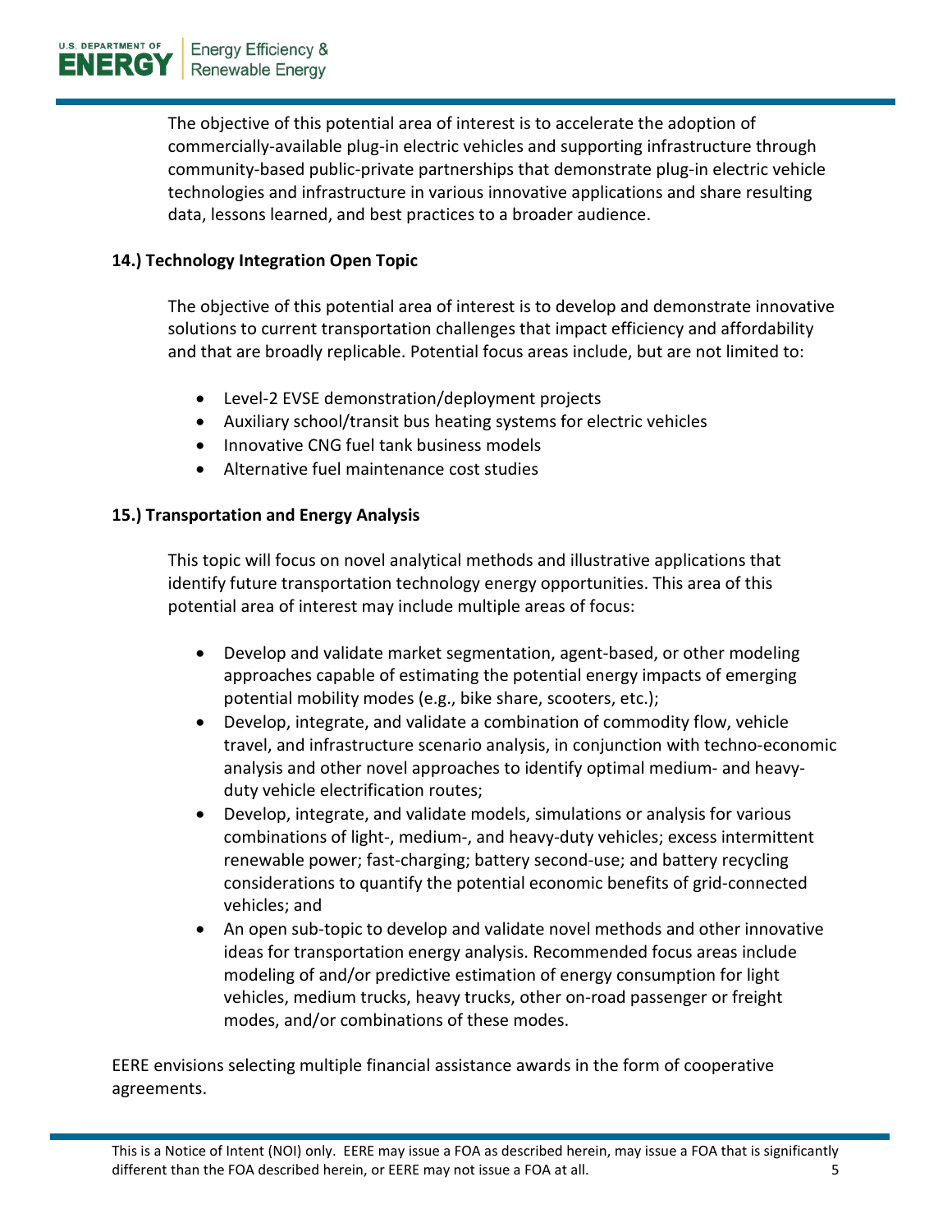The objective of this potential area of interest is to accelerate the adoption of commercially-available plug-in electric vehicles and supporting infrastructure through community-based public-private partnerships that demonstrate plug-in electric vehicle technologies and infrastructure in various innovative applications and share resulting data, lessons learned, and best practices to a broader audience.

**14.) Technology Integration Open Topic**

The objective of this potential area of interest is to develop and demonstrate innovative solutions to current transportation challenges that impact efficiency and affordability and that are broadly replicable. Potential focus areas include, but are not limited to:

- Level-2 EVSE demonstration/deployment projects
- Auxiliary school/transit bus heating systems for electric vehicles
- Innovative CNG fuel tank business models
- Alternative fuel maintenance cost studies

**15.) Transportation and Energy Analysis**

This topic will focus on novel analytical methods and illustrative applications that identify future transportation technology energy opportunities. This area of this potential area of interest may include multiple areas of focus:

- Develop and validate market segmentation, agent-based, or other modeling approaches capable of estimating the potential energy impacts of emerging potential mobility modes (e.g., bike share, scooters, etc.);
- Develop, integrate, and validate a combination of commodity flow, vehicle travel, and infrastructure scenario analysis, in conjunction with techno-economic analysis and other novel approaches to identify optimal medium- and heavy-duty vehicle electrification routes;
- Develop, integrate, and validate models, simulations or analysis for various combinations of light-, medium-, and heavy-duty vehicles; excess intermittent renewable power; fast-charging; battery second-use; and battery recycling considerations to quantify the potential economic benefits of grid-connected vehicles; and
- An open sub-topic to develop and validate novel methods and other innovative ideas for transportation energy analysis. Recommended focus areas include modeling of and/or predictive estimation of energy consumption for light vehicles, medium trucks, heavy trucks, other on-road passenger or freight modes, and/or combinations of these modes.

EERE envisions selecting multiple financial assistance awards in the form of cooperative agreements.

This is a Notice of Intent (NOI) only. EERE may issue a FOA as described herein, may issue a FOA that is significantly different than the FOA described herein, or EERE may not issue a FOA at all.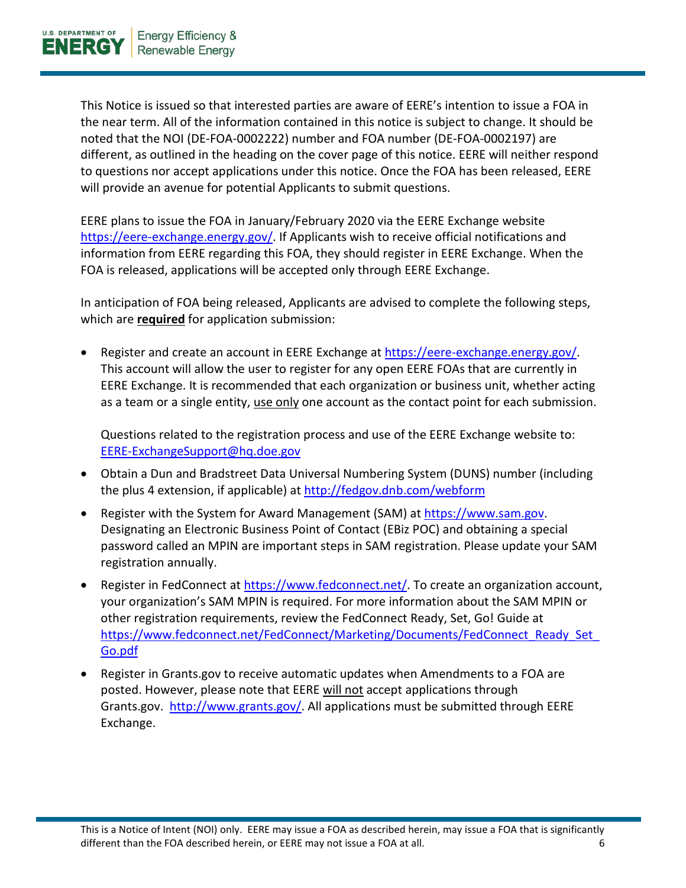This Notice is issued so that interested parties are aware of EERE's intention to issue a FOA in the near term. All of the information contained in this notice is subject to change. It should be noted that the NOI (DE-FOA-0002222) number and FOA number (DE-FOA-0002197) are different, as outlined in the heading on the cover page of this notice. EERE will neither respond to questions nor accept applications under this notice. Once the FOA has been released, EERE will provide an avenue for potential Applicants to submit questions.

EERE plans to issue the FOA in January/February 2020 via the EERE Exchange website https://eere-exchange.energy.gov/. If Applicants wish to receive official notifications and information from EERE regarding this FOA, they should register in EERE Exchange. When the FOA is released, applications will be accepted only through EERE Exchange.

In anticipation of FOA being released, Applicants are advised to complete the following steps, which are **required** for application submission:

- Register and create an account in EERE Exchange at https://eere-exchange.energy.gov/. This account will allow the user to register for any open EERE FOAs that are currently in EERE Exchange. It is recommended that each organization or business unit, whether acting as a team or a single entity, use only one account as the contact point for each submission.

  Questions related to the registration process and use of the EERE Exchange website to: EERE-ExchangeSupport@hq.doe.gov

- Obtain a Dun and Bradstreet Data Universal Numbering System (DUNS) number (including the plus 4 extension, if applicable) at http://fedgov.dnb.com/webform
- Register with the System for Award Management (SAM) at https://www.sam.gov. Designating an Electronic Business Point of Contact (EBiz POC) and obtaining a special password called an MPIN are important steps in SAM registration. Please update your SAM registration annually.
- Register in FedConnect at https://www.fedconnect.net/. To create an organization account, your organization's SAM MPIN is required. For more information about the SAM MPIN or other registration requirements, review the FedConnect Ready, Set, Go! Guide at https://www.fedconnect.net/FedConnect/Marketing/Documents/FedConnect_Ready_Set_Go.pdf
- Register in Grants.gov to receive automatic updates when Amendments to a FOA are posted. However, please note that EERE will not accept applications through Grants.gov. http://www.grants.gov/. All applications must be submitted through EERE Exchange.